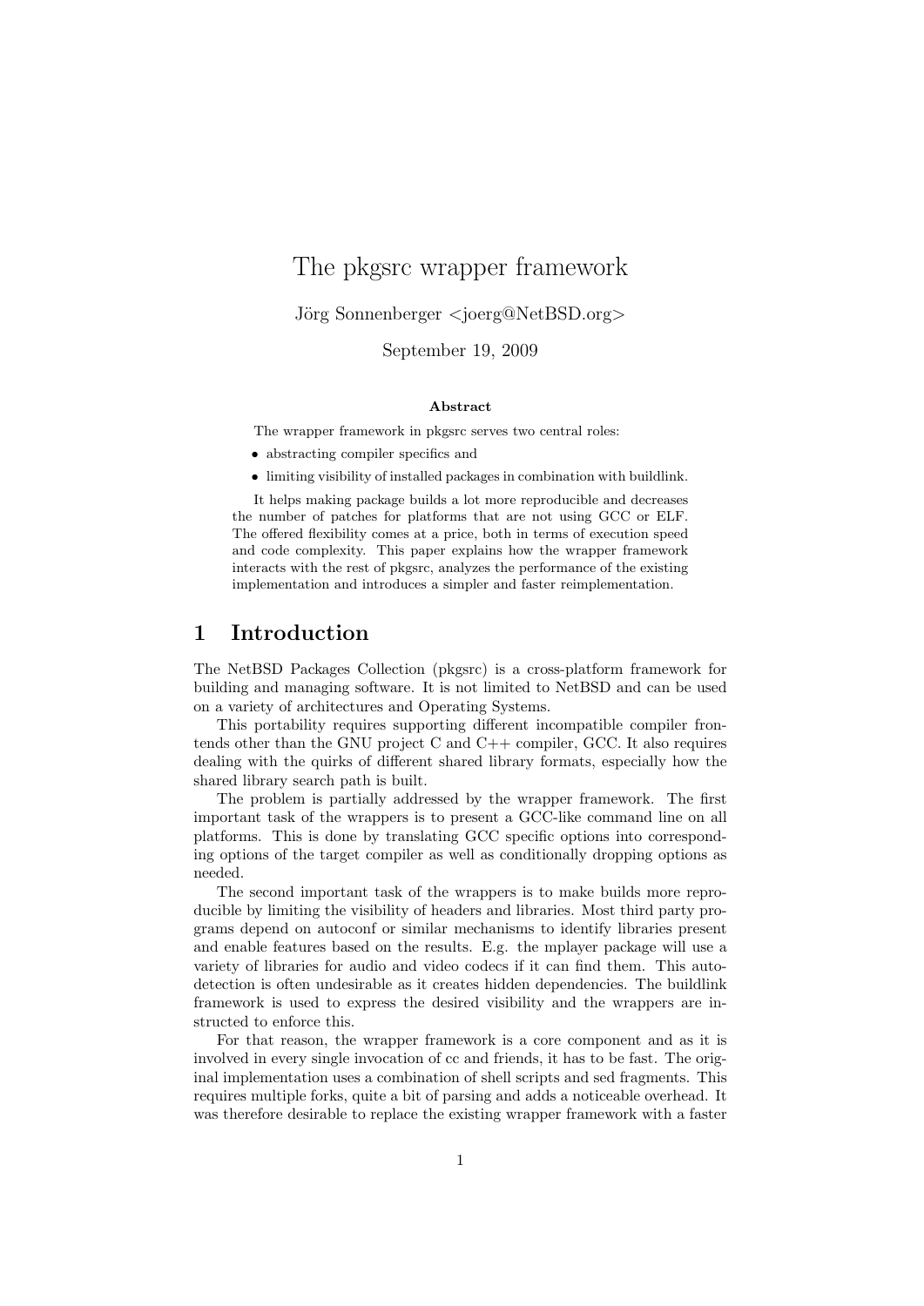# The pkgsrc wrapper framework

Jörg Sonnenberger <joerg@NetBSD.org>

September 19, 2009

**Abstract**

The wrapper framework in pkgsrc serves two central roles:

- abstracting compiler specifics and
- limiting visibility of installed packages in combination with buildlink.

It helps making package builds a lot more reproducible and decreases the number of patches for platforms that are not using GCC or ELF. The offered flexibility comes at a price, both in terms of execution speed and code complexity. This paper explains how the wrapper framework interacts with the rest of pkgsrc, analyzes the performance of the existing implementation and introduces a simpler and faster reimplementation.

## 1 Introduction

The NetBSD Packages Collection (pkgsrc) is a cross-platform framework for building and managing software. It is not limited to NetBSD and can be used on a variety of architectures and Operating Systems.

This portability requires supporting different incompatible compiler frontends other than the GNU project C and C++ compiler, GCC. It also requires dealing with the quirks of different shared library formats, especially how the shared library search path is built.

The problem is partially addressed by the wrapper framework. The first important task of the wrappers is to present a GCC-like command line on all platforms. This is done by translating GCC specific options into corresponding options of the target compiler as well as conditionally dropping options as needed.

The second important task of the wrappers is to make builds more reproducible by limiting the visibility of headers and libraries. Most third party programs depend on autoconf or similar mechanisms to identify libraries present and enable features based on the results. E.g. the mplayer package will use a variety of libraries for audio and video codecs if it can find them. This autodetection is often undesirable as it creates hidden dependencies. The buildlink framework is used to express the desired visibility and the wrappers are instructed to enforce this.

For that reason, the wrapper framework is a core component and as it is involved in every single invocation of cc and friends, it has to be fast. The original implementation uses a combination of shell scripts and sed fragments. This requires multiple forks, quite a bit of parsing and adds a noticeable overhead. It was therefore desirable to replace the existing wrapper framework with a faster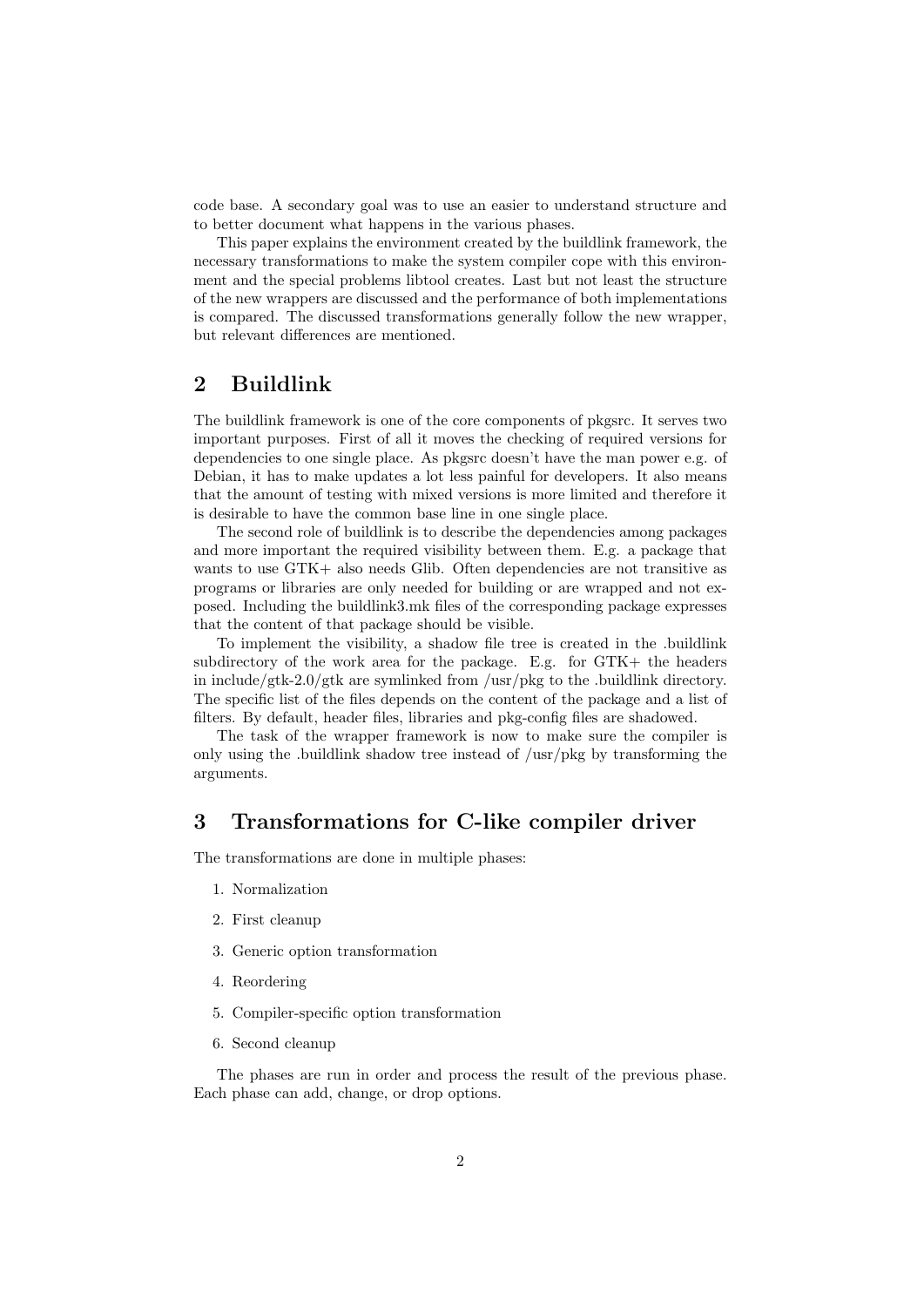code base. A secondary goal was to use an easier to understand structure and to better document what happens in the various phases.

This paper explains the environment created by the buildlink framework, the necessary transformations to make the system compiler cope with this environment and the special problems libtool creates. Last but not least the structure of the new wrappers are discussed and the performance of both implementations is compared. The discussed transformations generally follow the new wrapper, but relevant differences are mentioned.

## 2 Buildlink

The buildlink framework is one of the core components of pkgsrc. It serves two important purposes. First of all it moves the checking of required versions for dependencies to one single place. As pkgsrc doesn't have the man power e.g. of Debian, it has to make updates a lot less painful for developers. It also means that the amount of testing with mixed versions is more limited and therefore it is desirable to have the common base line in one single place.

The second role of buildlink is to describe the dependencies among packages and more important the required visibility between them. E.g. a package that wants to use GTK+ also needs Glib. Often dependencies are not transitive as programs or libraries are only needed for building or are wrapped and not exposed. Including the buildlink3.mk files of the corresponding package expresses that the content of that package should be visible.

To implement the visibility, a shadow file tree is created in the .buildlink subdirectory of the work area for the package. E.g. for GTK+ the headers in include/gtk-2.0/gtk are symlinked from /usr/pkg to the .buildlink directory. The specific list of the files depends on the content of the package and a list of filters. By default, header files, libraries and pkg-config files are shadowed.

The task of the wrapper framework is now to make sure the compiler is only using the .buildlink shadow tree instead of /usr/pkg by transforming the arguments.

## 3 Transformations for C-like compiler driver

The transformations are done in multiple phases:

1. Normalization
2. First cleanup
3. Generic option transformation
4. Reordering
5. Compiler-specific option transformation
6. Second cleanup

The phases are run in order and process the result of the previous phase. Each phase can add, change, or drop options.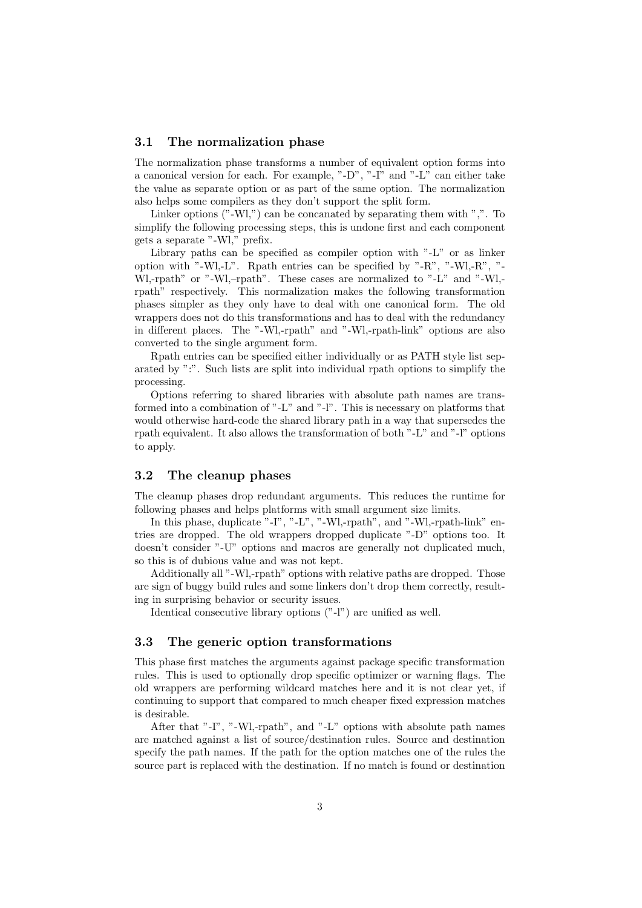### 3.1 The normalization phase

The normalization phase transforms a number of equivalent option forms into a canonical version for each. For example, "-D", "-I" and "-L" can either take the value as separate option or as part of the same option. The normalization also helps some compilers as they don't support the split form.

Linker options ("-Wl,") can be concanated by separating them with ",". To simplify the following processing steps, this is undone first and each component gets a separate "-Wl," prefix.

Library paths can be specified as compiler option with "-L" or as linker option with "-Wl,-L". Rpath entries can be specified by "-R", "-Wl,-R", "-Wl,-rpath" or "-Wl,–rpath". These cases are normalized to "-L" and "-Wl,-rpath" respectively. This normalization makes the following transformation phases simpler as they only have to deal with one canonical form. The old wrappers does not do this transformations and has to deal with the redundancy in different places. The "-Wl,-rpath" and "-Wl,-rpath-link" options are also converted to the single argument form.

Rpath entries can be specified either individually or as PATH style list separated by ":". Such lists are split into individual rpath options to simplify the processing.

Options referring to shared libraries with absolute path names are transformed into a combination of "-L" and "-l". This is necessary on platforms that would otherwise hard-code the shared library path in a way that supersedes the rpath equivalent. It also allows the transformation of both "-L" and "-l" options to apply.

### 3.2 The cleanup phases

The cleanup phases drop redundant arguments. This reduces the runtime for following phases and helps platforms with small argument size limits.

In this phase, duplicate "-I", "-L", "-Wl,-rpath", and "-Wl,-rpath-link" entries are dropped. The old wrappers dropped duplicate "-D" options too. It doesn't consider "-U" options and macros are generally not duplicated much, so this is of dubious value and was not kept.

Additionally all "-Wl,-rpath" options with relative paths are dropped. Those are sign of buggy build rules and some linkers don't drop them correctly, resulting in surprising behavior or security issues.

Identical consecutive library options ("-l") are unified as well.

### 3.3 The generic option transformations

This phase first matches the arguments against package specific transformation rules. This is used to optionally drop specific optimizer or warning flags. The old wrappers are performing wildcard matches here and it is not clear yet, if continuing to support that compared to much cheaper fixed expression matches is desirable.

After that "-I", "-Wl,-rpath", and "-L" options with absolute path names are matched against a list of source/destination rules. Source and destination specify the path names. If the path for the option matches one of the rules the source part is replaced with the destination. If no match is found or destination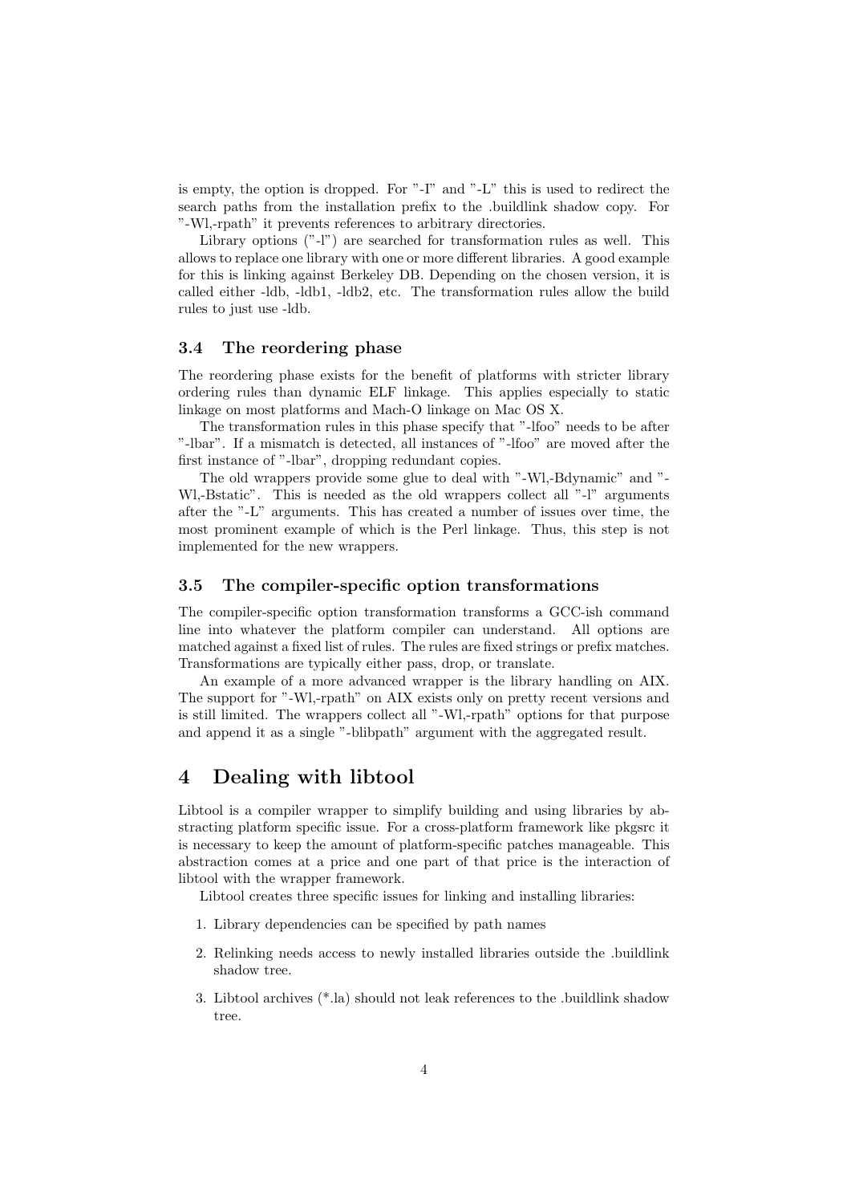is empty, the option is dropped. For "-I" and "-L" this is used to redirect the search paths from the installation prefix to the .buildlink shadow copy. For "-Wl,-rpath" it prevents references to arbitrary directories.

Library options ("-l") are searched for transformation rules as well. This allows to replace one library with one or more different libraries. A good example for this is linking against Berkeley DB. Depending on the chosen version, it is called either -ldb, -ldb1, -ldb2, etc. The transformation rules allow the build rules to just use -ldb.

### 3.4 The reordering phase

The reordering phase exists for the benefit of platforms with stricter library ordering rules than dynamic ELF linkage. This applies especially to static linkage on most platforms and Mach-O linkage on Mac OS X.

The transformation rules in this phase specify that "-lfoo" needs to be after "-lbar". If a mismatch is detected, all instances of "-lfoo" are moved after the first instance of "-lbar", dropping redundant copies.

The old wrappers provide some glue to deal with "-Wl,-Bdynamic" and "-Wl,-Bstatic". This is needed as the old wrappers collect all "-l" arguments after the "-L" arguments. This has created a number of issues over time, the most prominent example of which is the Perl linkage. Thus, this step is not implemented for the new wrappers.

### 3.5 The compiler-specific option transformations

The compiler-specific option transformation transforms a GCC-ish command line into whatever the platform compiler can understand. All options are matched against a fixed list of rules. The rules are fixed strings or prefix matches. Transformations are typically either pass, drop, or translate.

An example of a more advanced wrapper is the library handling on AIX. The support for "-Wl,-rpath" on AIX exists only on pretty recent versions and is still limited. The wrappers collect all "-Wl,-rpath" options for that purpose and append it as a single "-blibpath" argument with the aggregated result.

## 4 Dealing with libtool

Libtool is a compiler wrapper to simplify building and using libraries by abstracting platform specific issue. For a cross-platform framework like pkgsrc it is necessary to keep the amount of platform-specific patches manageable. This abstraction comes at a price and one part of that price is the interaction of libtool with the wrapper framework.

Libtool creates three specific issues for linking and installing libraries:

1. Library dependencies can be specified by path names
2. Relinking needs access to newly installed libraries outside the .buildlink shadow tree.
3. Libtool archives (*.la) should not leak references to the .buildlink shadow tree.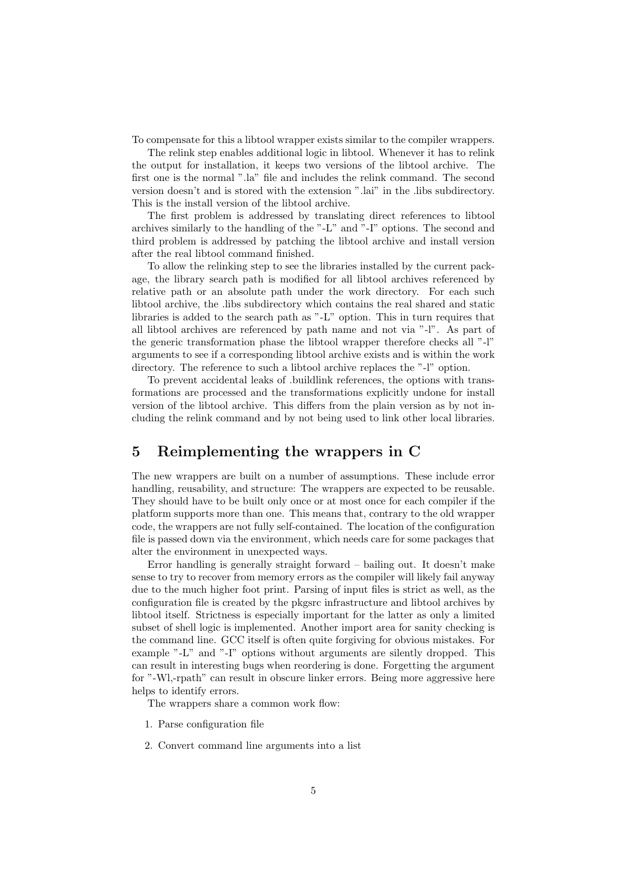To compensate for this a libtool wrapper exists similar to the compiler wrappers.

The relink step enables additional logic in libtool. Whenever it has to relink the output for installation, it keeps two versions of the libtool archive. The first one is the normal ".la" file and includes the relink command. The second version doesn't and is stored with the extension ".lai" in the .libs subdirectory. This is the install version of the libtool archive.

The first problem is addressed by translating direct references to libtool archives similarly to the handling of the "-L" and "-I" options. The second and third problem is addressed by patching the libtool archive and install version after the real libtool command finished.

To allow the relinking step to see the libraries installed by the current package, the library search path is modified for all libtool archives referenced by relative path or an absolute path under the work directory. For each such libtool archive, the .libs subdirectory which contains the real shared and static libraries is added to the search path as "-L" option. This in turn requires that all libtool archives are referenced by path name and not via "-l". As part of the generic transformation phase the libtool wrapper therefore checks all "-l" arguments to see if a corresponding libtool archive exists and is within the work directory. The reference to such a libtool archive replaces the "-l" option.

To prevent accidental leaks of .buildlink references, the options with transformations are processed and the transformations explicitly undone for install version of the libtool archive. This differs from the plain version as by not including the relink command and by not being used to link other local libraries.

# 5 Reimplementing the wrappers in C

The new wrappers are built on a number of assumptions. These include error handling, reusability, and structure: The wrappers are expected to be reusable. They should have to be built only once or at most once for each compiler if the platform supports more than one. This means that, contrary to the old wrapper code, the wrappers are not fully self-contained. The location of the configuration file is passed down via the environment, which needs care for some packages that alter the environment in unexpected ways.

Error handling is generally straight forward – bailing out. It doesn't make sense to try to recover from memory errors as the compiler will likely fail anyway due to the much higher foot print. Parsing of input files is strict as well, as the configuration file is created by the pkgsrc infrastructure and libtool archives by libtool itself. Strictness is especially important for the latter as only a limited subset of shell logic is implemented. Another import area for sanity checking is the command line. GCC itself is often quite forgiving for obvious mistakes. For example "-L" and "-I" options without arguments are silently dropped. This can result in interesting bugs when reordering is done. Forgetting the argument for "-Wl,-rpath" can result in obscure linker errors. Being more aggressive here helps to identify errors.

The wrappers share a common work flow:

1. Parse configuration file
2. Convert command line arguments into a list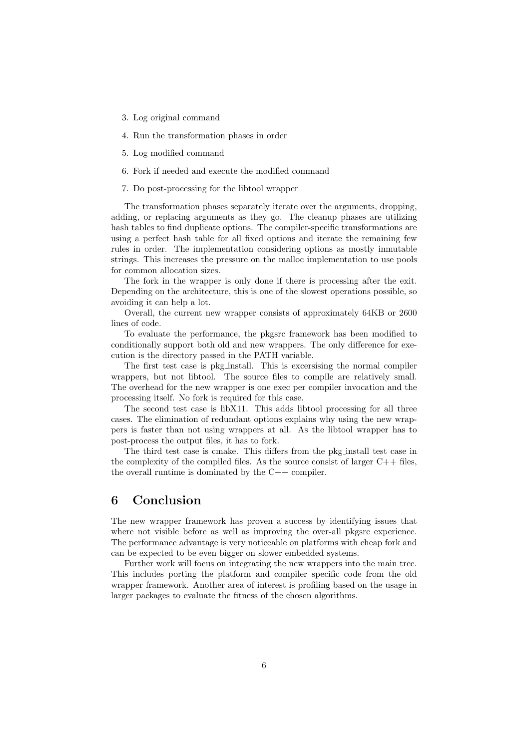3. Log original command
4. Run the transformation phases in order
5. Log modified command
6. Fork if needed and execute the modified command
7. Do post-processing for the libtool wrapper

The transformation phases separately iterate over the arguments, dropping, adding, or replacing arguments as they go. The cleanup phases are utilizing hash tables to find duplicate options. The compiler-specific transformations are using a perfect hash table for all fixed options and iterate the remaining few rules in order. The implementation considering options as mostly inmutable strings. This increases the pressure on the malloc implementation to use pools for common allocation sizes.

The fork in the wrapper is only done if there is processing after the exit. Depending on the architecture, this is one of the slowest operations possible, so avoiding it can help a lot.

Overall, the current new wrapper consists of approximately 64KB or 2600 lines of code.

To evaluate the performance, the pkgsrc framework has been modified to conditionally support both old and new wrappers. The only difference for execution is the directory passed in the PATH variable.

The first test case is pkg_install. This is excersising the normal compiler wrappers, but not libtool. The source files to compile are relatively small. The overhead for the new wrapper is one exec per compiler invocation and the processing itself. No fork is required for this case.

The second test case is libX11. This adds libtool processing for all three cases. The elimination of redundant options explains why using the new wrappers is faster than not using wrappers at all. As the libtool wrapper has to post-process the output files, it has to fork.

The third test case is cmake. This differs from the pkg_install test case in the complexity of the compiled files. As the source consist of larger C++ files, the overall runtime is dominated by the C++ compiler.

# 6 Conclusion

The new wrapper framework has proven a success by identifying issues that where not visible before as well as improving the over-all pkgsrc experience. The performance advantage is very noticeable on platforms with cheap fork and can be expected to be even bigger on slower embedded systems.

Further work will focus on integrating the new wrappers into the main tree. This includes porting the platform and compiler specific code from the old wrapper framework. Another area of interest is profiling based on the usage in larger packages to evaluate the fitness of the chosen algorithms.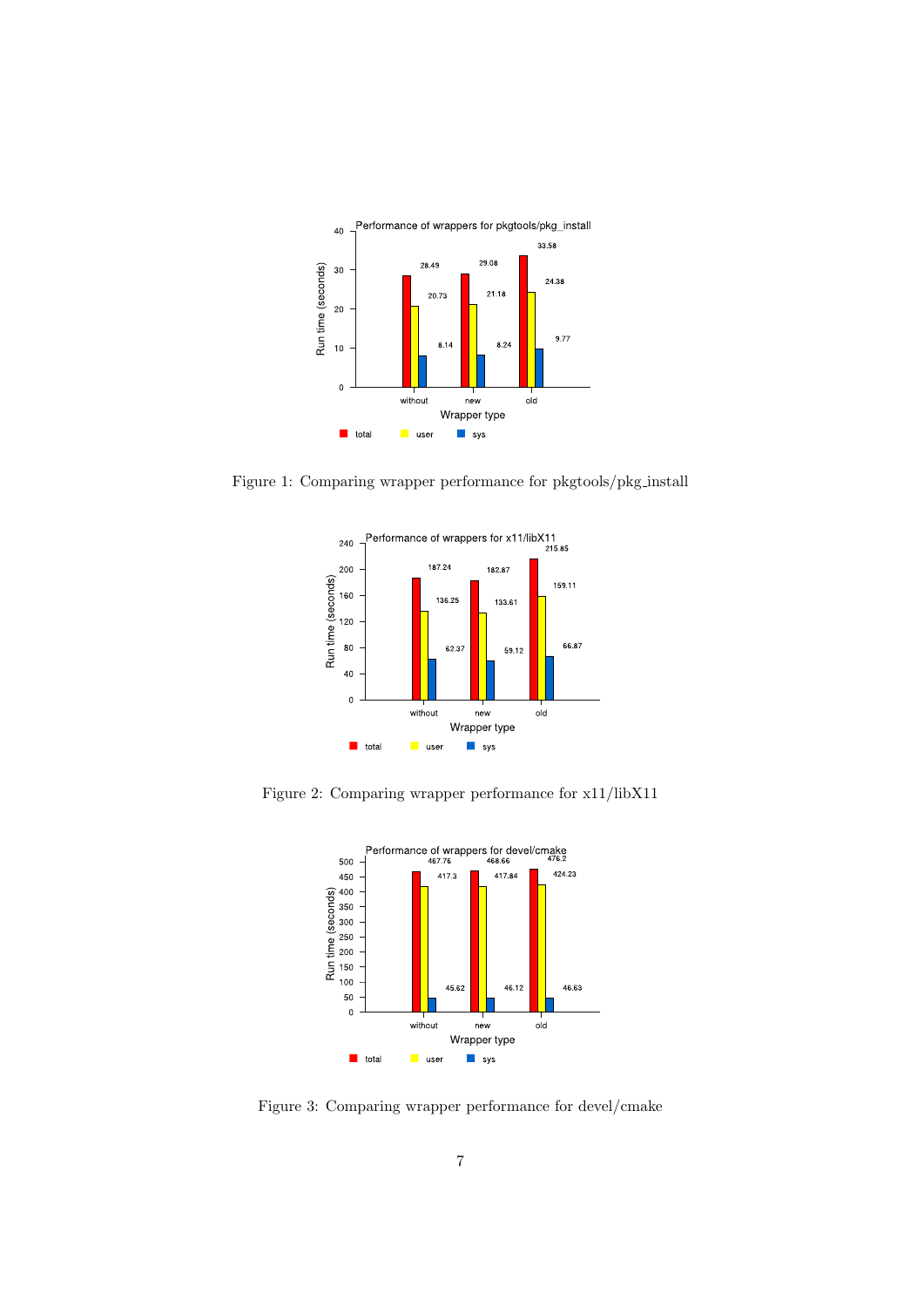Performance of wrappers for pkgtools/pkg_install

Run time (seconds)

40
30
20
10
0

28.49
20.73
8.14
29.08
21.18
8.24
33.58
24.38
9.77

without
new
old

Wrapper type

total
user
sys

Figure 1: Comparing wrapper performance for pkgtools/pkg_install

Performance of wrappers for x11/libX11

Run time (seconds)

240
200
160
120
80
40
0

187.24
136.25
62.37
182.87
133.61
59.12
215.85
159.11
66.87

without
new
old

Wrapper type

total
user
sys

Figure 2: Comparing wrapper performance for x11/libX11

Performance of wrappers for devel/cmake

Run time (seconds)

500
450
400
350
300
250
200
150
100
50
0

467.76
417.3
45.62
468.66
417.84
46.12
476.2
424.23
46.63

without
new
old

Wrapper type

total
user
sys

Figure 3: Comparing wrapper performance for devel/cmake